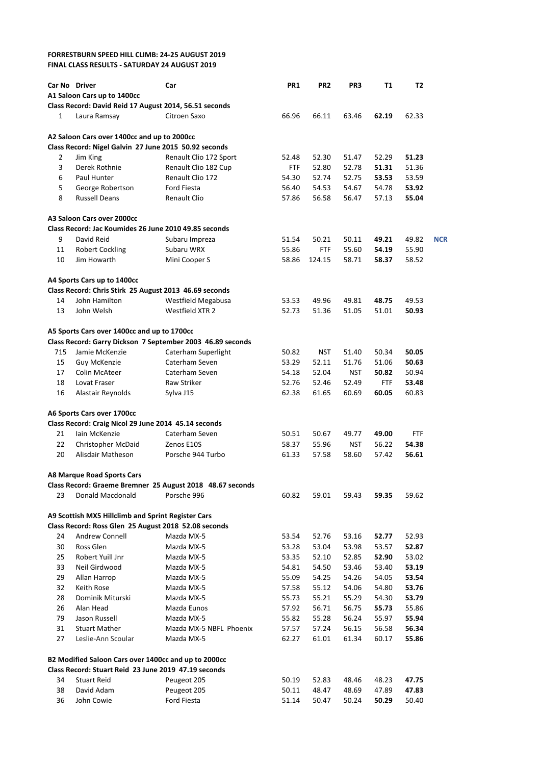**FORRESTBURN SPEED HILL CLIMB: 24-25 AUGUST 2019**
**FINAL CLASS RESULTS - SATURDAY 24 AUGUST 2019**

| Car No | Driver | Car | PR1 | PR2 | PR3 | T1 | T2 | |
|---|---|---|---|---|---|---|---|---|
| **A1 Saloon Cars up to 1400cc** | | | | | | | | |
| **Class Record: David Reid 17 August 2014, 56.51 seconds** | | | | | | | | |
| 1 | Laura Ramsay | Citroen Saxo | 66.96 | 66.11 | 63.46 | **62.19** | 62.33 | |
| **A2 Saloon Cars over 1400cc and up to 2000cc** | | | | | | | | |
| **Class Record: Nigel Galvin 27 June 2015 50.92 seconds** | | | | | | | | |
| 2 | Jim King | Renault Clio 172 Sport | 52.48 | 52.30 | 51.47 | 52.29 | **51.23** | |
| 3 | Derek Rothnie | Renault Clio 182 Cup | FTF | 52.80 | 52.78 | **51.31** | 51.36 | |
| 6 | Paul Hunter | Renault Clio 172 | 54.30 | 52.74 | 52.75 | **53.53** | 53.59 | |
| 5 | George Robertson | Ford Fiesta | 56.40 | 54.53 | 54.67 | 54.78 | **53.92** | |
| 8 | Russell Deans | Renault Clio | 57.86 | 56.58 | 56.47 | 57.13 | **55.04** | |
| **A3 Saloon Cars over 2000cc** | | | | | | | | |
| **Class Record: Jac Koumides 26 June 2010 49.85 seconds** | | | | | | | | |
| 9 | David Reid | Subaru Impreza | 51.54 | 50.21 | 50.11 | **49.21** | 49.82 | **NCR** |
| 11 | Robert Cockling | Subaru WRX | 55.86 | FTF | 55.60 | **54.19** | 55.90 | |
| 10 | Jim Howarth | Mini Cooper S | 58.86 | 124.15 | 58.71 | **58.37** | 58.52 | |
| **A4 Sports Cars up to 1400cc** | | | | | | | | |
| **Class Record: Chris Stirk 25 August 2013 46.69 seconds** | | | | | | | | |
| 14 | John Hamilton | Westfield Megabusa | 53.53 | 49.96 | 49.81 | **48.75** | 49.53 | |
| 13 | John Welsh | Westfield XTR 2 | 52.73 | 51.36 | 51.05 | 51.01 | **50.93** | |
| **A5 Sports Cars over 1400cc and up to 1700cc** | | | | | | | | |
| **Class Record: Garry Dickson 7 September 2003 46.89 seconds** | | | | | | | | |
| 715 | Jamie McKenzie | Caterham Superlight | 50.82 | NST | 51.40 | 50.34 | **50.05** | |
| 15 | Guy McKenzie | Caterham Seven | 53.29 | 52.11 | 51.76 | 51.06 | **50.63** | |
| 17 | Colin McAteer | Caterham Seven | 54.18 | 52.04 | NST | **50.82** | 50.94 | |
| 18 | Lovat Fraser | Raw Striker | 52.76 | 52.46 | 52.49 | FTF | **53.48** | |
| 16 | Alastair Reynolds | Sylva J15 | 62.38 | 61.65 | 60.69 | **60.05** | 60.83 | |
| **A6 Sports Cars over 1700cc** | | | | | | | | |
| **Class Record: Craig Nicol 29 June 2014 45.14 seconds** | | | | | | | | |
| 21 | Iain McKenzie | Caterham Seven | 50.51 | 50.67 | 49.77 | **49.00** | FTF | |
| 22 | Christopher McDaid | Zenos E10S | 58.37 | 55.96 | NST | 56.22 | **54.38** | |
| 20 | Alisdair Matheson | Porsche 944 Turbo | 61.33 | 57.58 | 58.60 | 57.42 | **56.61** | |
| **A8 Marque Road Sports Cars** | | | | | | | | |
| **Class Record: Graeme Bremner 25 August 2018 48.67 seconds** | | | | | | | | |
| 23 | Donald Macdonald | Porsche 996 | 60.82 | 59.01 | 59.43 | **59.35** | 59.62 | |
| **A9 Scottish MX5 Hillclimb and Sprint Register Cars** | | | | | | | | |
| **Class Record: Ross Glen 25 August 2018 52.08 seconds** | | | | | | | | |
| 24 | Andrew Connell | Mazda MX-5 | 53.54 | 52.76 | 53.16 | **52.77** | 52.93 | |
| 30 | Ross Glen | Mazda MX-5 | 53.28 | 53.04 | 53.98 | 53.57 | **52.87** | |
| 25 | Robert Yuill Jnr | Mazda MX-5 | 53.35 | 52.10 | 52.85 | **52.90** | 53.02 | |
| 33 | Neil Girdwood | Mazda MX-5 | 54.81 | 54.50 | 53.46 | 53.40 | **53.19** | |
| 29 | Allan Harrop | Mazda MX-5 | 55.09 | 54.25 | 54.26 | 54.05 | **53.54** | |
| 32 | Keith Rose | Mazda MX-5 | 57.58 | 55.12 | 54.06 | 54.80 | **53.76** | |
| 28 | Dominik Miturski | Mazda MX-5 | 55.73 | 55.21 | 55.29 | 54.30 | **53.79** | |
| 26 | Alan Head | Mazda Eunos | 57.92 | 56.71 | 56.75 | **55.73** | 55.86 | |
| 79 | Jason Russell | Mazda MX-5 | 55.82 | 55.28 | 56.24 | 55.97 | **55.94** | |
| 31 | Stuart Mather | Mazda MX-5 NBFL Phoenix | 57.57 | 57.24 | 56.15 | 56.58 | **56.34** | |
| 27 | Leslie-Ann Scoular | Mazda MX-5 | 62.27 | 61.01 | 61.34 | 60.17 | **55.86** | |
| **B2 Modified Saloon Cars over 1400cc and up to 2000cc** | | | | | | | | |
| **Class Record: Stuart Reid 23 June 2019 47.19 seconds** | | | | | | | | |
| 34 | Stuart Reid | Peugeot 205 | 50.19 | 52.83 | 48.46 | 48.23 | **47.75** | |
| 38 | David Adam | Peugeot 205 | 50.11 | 48.47 | 48.69 | 47.89 | **47.83** | |
| 36 | John Cowie | Ford Fiesta | 51.14 | 50.47 | 50.24 | **50.29** | 50.40 | |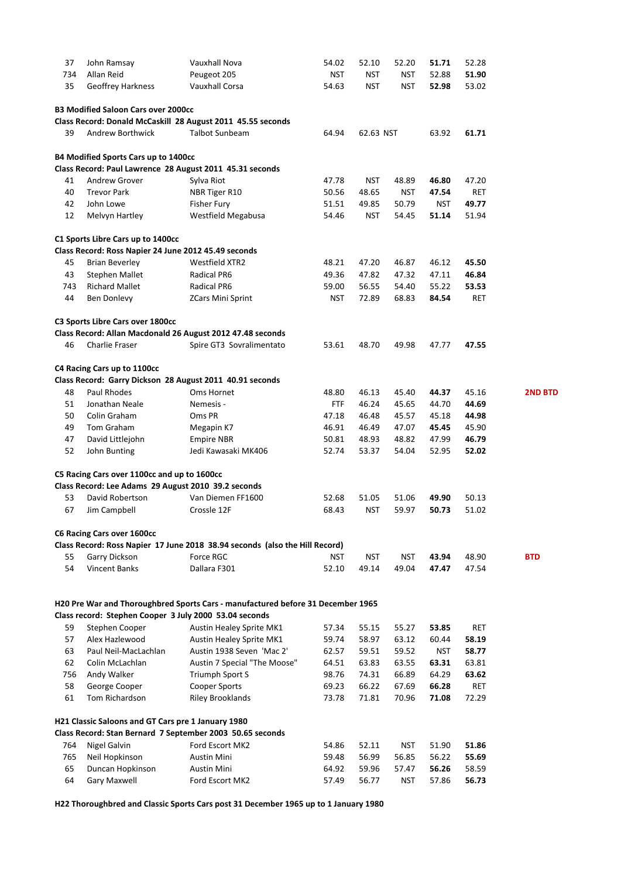| | | | | | | | | |
|---|---|---|---|---|---|---|---|---|
| 37 | John Ramsay | Vauxhall Nova | 54.02 | 52.10 | 52.20 | **51.71** | 52.28 | |
| 734 | Allan Reid | Peugeot 205 | NST | NST | NST | 52.88 | **51.90** | |
| 35 | Geoffrey Harkness | Vauxhall Corsa | 54.63 | NST | NST | **52.98** | 53.02 | |

**B3 Modified Saloon Cars over 2000cc**
**Class Record: Donald McCaskill 28 August 2011 45.55 seconds**

| | | | | | | | | |
|---|---|---|---|---|---|---|---|---|
| 39 | Andrew Borthwick | Talbot Sunbeam | 64.94 | 62.63 | NST | 63.92 | **61.71** | |

**B4 Modified Sports Cars up to 1400cc**
**Class Record: Paul Lawrence 28 August 2011 45.31 seconds**

| | | | | | | | | |
|---|---|---|---|---|---|---|---|---|
| 41 | Andrew Grover | Sylva Riot | 47.78 | NST | 48.89 | **46.80** | 47.20 | |
| 40 | Trevor Park | NBR Tiger R10 | 50.56 | 48.65 | NST | **47.54** | RET | |
| 42 | John Lowe | Fisher Fury | 51.51 | 49.85 | 50.79 | NST | **49.77** | |
| 12 | Melvyn Hartley | Westfield Megabusa | 54.46 | NST | 54.45 | **51.14** | 51.94 | |

**C1 Sports Libre Cars up to 1400cc**
**Class Record: Ross Napier 24 June 2012 45.49 seconds**

| | | | | | | | | |
|---|---|---|---|---|---|---|---|---|
| 45 | Brian Beverley | Westfield XTR2 | 48.21 | 47.20 | 46.87 | 46.12 | **45.50** | |
| 43 | Stephen Mallet | Radical PR6 | 49.36 | 47.82 | 47.32 | 47.11 | **46.84** | |
| 743 | Richard Mallet | Radical PR6 | 59.00 | 56.55 | 54.40 | 55.22 | **53.53** | |
| 44 | Ben Donlevy | ZCars Mini Sprint | NST | 72.89 | 68.83 | **84.54** | RET | |

**C3 Sports Libre Cars over 1800cc**
**Class Record: Allan Macdonald 26 August 2012 47.48 seconds**

| | | | | | | | | |
|---|---|---|---|---|---|---|---|---|
| 46 | Charlie Fraser | Spire GT3 Sovralimentato | 53.61 | 48.70 | 49.98 | 47.77 | **47.55** | |

**C4 Racing Cars up to 1100cc**
**Class Record: Garry Dickson 28 August 2011 40.91 seconds**

| | | | | | | | | |
|---|---|---|---|---|---|---|---|---|
| 48 | Paul Rhodes | Oms Hornet | 48.80 | 46.13 | 45.40 | **44.37** | 45.16 | **2ND BTD** |
| 51 | Jonathan Neale | Nemesis - | FTF | 46.24 | 45.65 | 44.70 | **44.69** | |
| 50 | Colin Graham | Oms PR | 47.18 | 46.48 | 45.57 | 45.18 | **44.98** | |
| 49 | Tom Graham | Megapin K7 | 46.91 | 46.49 | 47.07 | **45.45** | 45.90 | |
| 47 | David Littlejohn | Empire NBR | 50.81 | 48.93 | 48.82 | 47.99 | **46.79** | |
| 52 | John Bunting | Jedi Kawasaki MK406 | 52.74 | 53.37 | 54.04 | 52.95 | **52.02** | |

**C5 Racing Cars over 1100cc and up to 1600cc**
**Class Record: Lee Adams 29 August 2010 39.2 seconds**

| | | | | | | | | |
|---|---|---|---|---|---|---|---|---|
| 53 | David Robertson | Van Diemen FF1600 | 52.68 | 51.05 | 51.06 | **49.90** | 50.13 | |
| 67 | Jim Campbell | Crossle 12F | 68.43 | NST | 59.97 | **50.73** | 51.02 | |

**C6 Racing Cars over 1600cc**
**Class Record: Ross Napier 17 June 2018 38.94 seconds (also the Hill Record)**

| | | | | | | | | |
|---|---|---|---|---|---|---|---|---|
| 55 | Garry Dickson | Force RGC | NST | NST | NST | **43.94** | 48.90 | **BTD** |
| 54 | Vincent Banks | Dallara F301 | 52.10 | 49.14 | 49.04 | **47.47** | 47.54 | |

**H20 Pre War and Thoroughbred Sports Cars - manufactured before 31 December 1965**
**Class record: Stephen Cooper 3 July 2000 53.04 seconds**

| | | | | | | | | |
|---|---|---|---|---|---|---|---|---|
| 59 | Stephen Cooper | Austin Healey Sprite MK1 | 57.34 | 55.15 | 55.27 | **53.85** | RET | |
| 57 | Alex Hazlewood | Austin Healey Sprite MK1 | 59.74 | 58.97 | 63.12 | 60.44 | **58.19** | |
| 63 | Paul Neil-MacLachlan | Austin 1938 Seven 'Mac 2' | 62.57 | 59.51 | 59.52 | NST | **58.77** | |
| 62 | Colin McLachlan | Austin 7 Special "The Moose" | 64.51 | 63.83 | 63.55 | **63.31** | 63.81 | |
| 756 | Andy Walker | Triumph Sport S | 98.76 | 74.31 | 66.89 | 64.29 | **63.62** | |
| 58 | George Cooper | Cooper Sports | 69.23 | 66.22 | 67.69 | **66.28** | RET | |
| 61 | Tom Richardson | Riley Brooklands | 73.78 | 71.81 | 70.96 | **71.08** | 72.29 | |

**H21 Classic Saloons and GT Cars pre 1 January 1980**
**Class Record: Stan Bernard 7 September 2003 50.65 seconds**

| | | | | | | | | |
|---|---|---|---|---|---|---|---|---|
| 764 | Nigel Galvin | Ford Escort MK2 | 54.86 | 52.11 | NST | 51.90 | **51.86** | |
| 765 | Neil Hopkinson | Austin Mini | 59.48 | 56.99 | 56.85 | 56.22 | **55.69** | |
| 65 | Duncan Hopkinson | Austin Mini | 64.92 | 59.96 | 57.47 | **56.26** | 58.59 | |
| 64 | Gary Maxwell | Ford Escort MK2 | 57.49 | 56.77 | NST | 57.86 | **56.73** | |

**H22 Thoroughbred and Classic Sports Cars post 31 December 1965 up to 1 January 1980**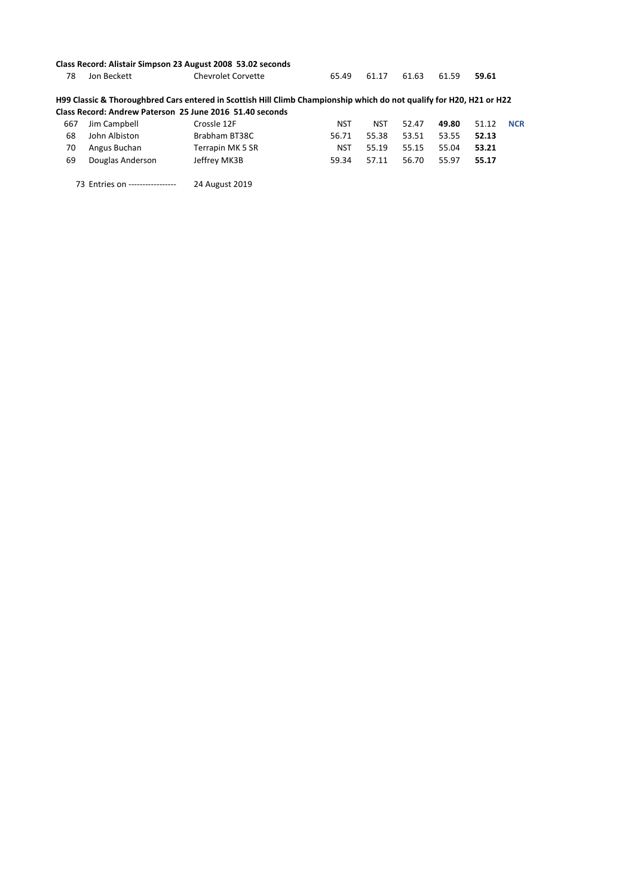**Class Record: Alistair Simpson 23 August 2008 53.02 seconds**

| | | | | | | | | | |
|---|---|---|---|---|---|---|---|---|---|
| 78 | Jon Beckett | Chevrolet Corvette | 65.49 | 61.17 | 61.63 | 61.59 | **59.61** | | |

**H99 Classic & Thoroughbred Cars entered in Scottish Hill Climb Championship which do not qualify for H20, H21 or H22**

**Class Record: Andrew Paterson 25 June 2016 51.40 seconds**

| | | | | | | | | | |
|---|---|---|---|---|---|---|---|---|---|
| 667 | Jim Campbell | Crossle 12F | NST | NST | 52.47 | **49.80** | 51.12 | **NCR** | |
| 68 | John Albiston | Brabham BT38C | 56.71 | 55.38 | 53.51 | 53.55 | **52.13** | | |
| 70 | Angus Buchan | Terrapin MK 5 SR | NST | 55.19 | 55.15 | 55.04 | **53.21** | | |
| 69 | Douglas Anderson | Jeffrey MK3B | 59.34 | 57.11 | 56.70 | 55.97 | **55.17** | | |

73 Entries on ----------------- 24 August 2019